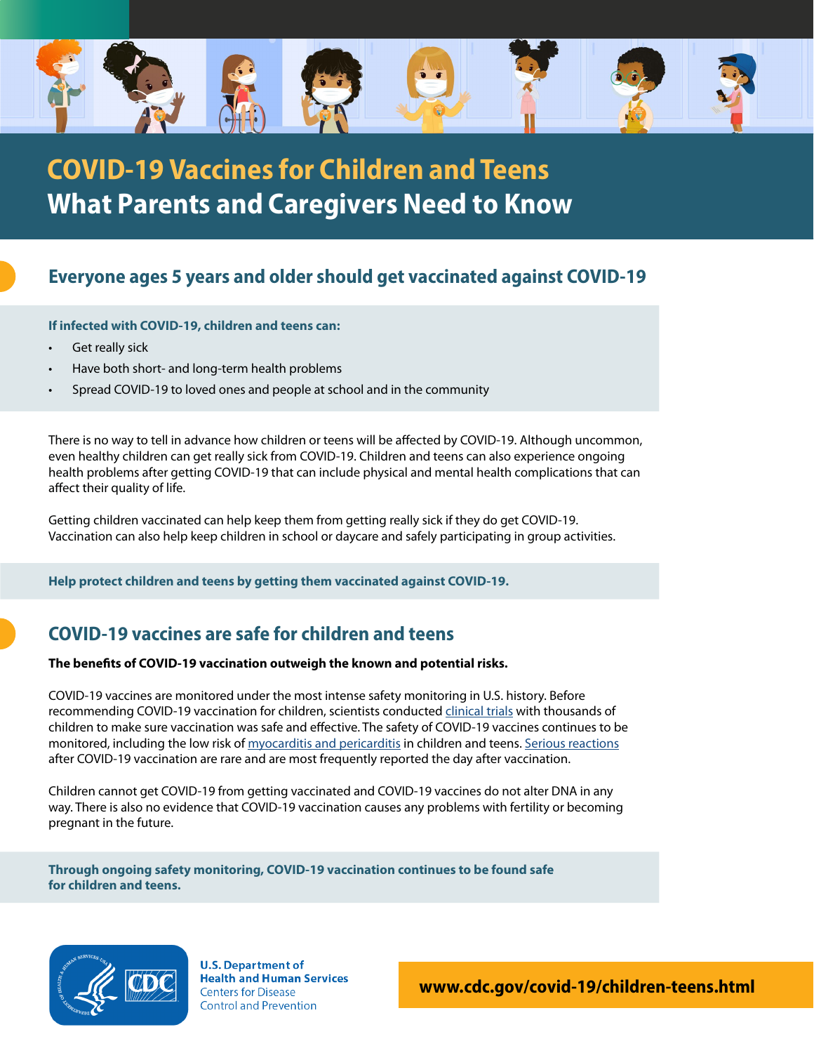# COVID-19 Vaccines for Children and Teens
# What Parents and Caregivers Need to Know

## Everyone ages 5 years and older should get vaccinated against COVID-19

**If infected with COVID-19, children and teens can:**

- Get really sick
- Have both short- and long-term health problems
- Spread COVID-19 to loved ones and people at school and in the community

There is no way to tell in advance how children or teens will be affected by COVID-19. Although uncommon, even healthy children can get really sick from COVID-19. Children and teens can also experience ongoing health problems after getting COVID-19 that can include physical and mental health complications that can affect their quality of life.

Getting children vaccinated can help keep them from getting really sick if they do get COVID-19. Vaccination can also help keep children in school or daycare and safely participating in group activities.

**Help protect children and teens by getting them vaccinated against COVID-19.**

## COVID-19 vaccines are safe for children and teens

**The benefits of COVID-19 vaccination outweigh the known and potential risks.**

COVID-19 vaccines are monitored under the most intense safety monitoring in U.S. history. Before recommending COVID-19 vaccination for children, scientists conducted clinical trials with thousands of children to make sure vaccination was safe and effective. The safety of COVID-19 vaccines continues to be monitored, including the low risk of myocarditis and pericarditis in children and teens. Serious reactions after COVID-19 vaccination are rare and are most frequently reported the day after vaccination.

Children cannot get COVID-19 from getting vaccinated and COVID-19 vaccines do not alter DNA in any way. There is also no evidence that COVID-19 vaccination causes any problems with fertility or becoming pregnant in the future.

**Through ongoing safety monitoring, COVID-19 vaccination continues to be found safe for children and teens.**

U.S. Department of Health and Human Services
Centers for Disease Control and Prevention

**www.cdc.gov/covid-19/children-teens.html**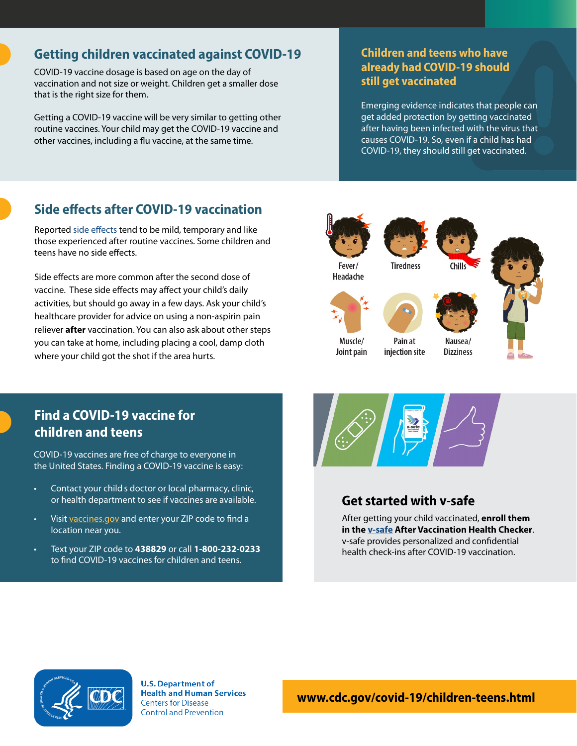## Getting children vaccinated against COVID-19

COVID-19 vaccine dosage is based on age on the day of vaccination and not size or weight. Children get a smaller dose that is the right size for them.

Getting a COVID-19 vaccine will be very similar to getting other routine vaccines. Your child may get the COVID-19 vaccine and other vaccines, including a flu vaccine, at the same time.

## Children and teens who have already had COVID-19 should still get vaccinated

Emerging evidence indicates that people can get added protection by getting vaccinated after having been infected with the virus that causes COVID-19. So, even if a child has had COVID-19, they should still get vaccinated.

## Side effects after COVID-19 vaccination

Reported side effects tend to be mild, temporary and like those experienced after routine vaccines. Some children and teens have no side effects.

Side effects are more common after the second dose of vaccine. These side effects may affect your child's daily activities, but should go away in a few days. Ask your child's healthcare provider for advice on using a non-aspirin pain reliever **after** vaccination. You can also ask about other steps you can take at home, including placing a cool, damp cloth where your child got the shot if the area hurts.

Fever/ Headache

Tiredness

Chills

Muscle/ Joint pain

Pain at injection site

Nausea/ Dizziness

## Find a COVID-19 vaccine for children and teens

COVID-19 vaccines are free of charge to everyone in the United States. Finding a COVID-19 vaccine is easy:

- Contact your child s doctor or local pharmacy, clinic, or health department to see if vaccines are available.
- Visit vaccines.gov and enter your ZIP code to find a location near you.
- Text your ZIP code to **438829** or call **1-800-232-0233** to find COVID-19 vaccines for children and teens.

## Get started with v-safe

After getting your child vaccinated, **enroll them in the v-safe After Vaccination Health Checker**. v-safe provides personalized and confidential health check-ins after COVID-19 vaccination.

U.S. Department of Health and Human Services
Centers for Disease Control and Prevention

**www.cdc.gov/covid-19/children-teens.html**